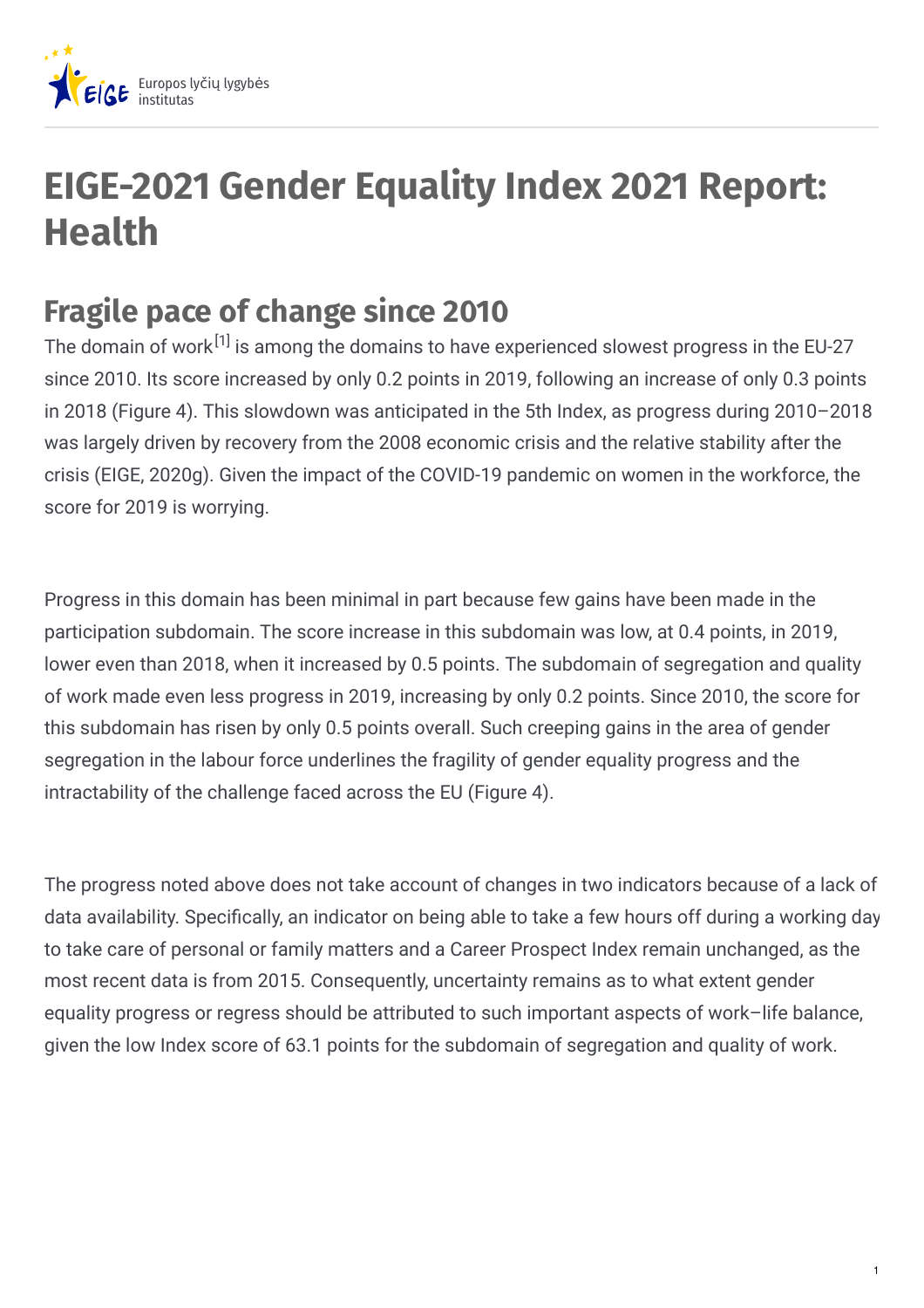# EIGE-2021 Gender Equality Index 2021 Report: Health

## Fragile pace of change since 2010

The domain of work[1] is among the domains to have experienced slowest progress in the EU-27 since 2010. Its score increased by only 0.2 points in 2019, following an increase of only 0.3 points in 2018 (Figure 4). This slowdown was anticipated in the 5th Index, as progress during 2010–2018 was largely driven by recovery from the 2008 economic crisis and the relative stability after the crisis (EIGE, 2020g). Given the impact of the COVID-19 pandemic on women in the workforce, the score for 2019 is worrying.

Progress in this domain has been minimal in part because few gains have been made in the participation subdomain. The score increase in this subdomain was low, at 0.4 points, in 2019, lower even than 2018, when it increased by 0.5 points. The subdomain of segregation and quality of work made even less progress in 2019, increasing by only 0.2 points. Since 2010, the score for this subdomain has risen by only 0.5 points overall. Such creeping gains in the area of gender segregation in the labour force underlines the fragility of gender equality progress and the intractability of the challenge faced across the EU (Figure 4).

The progress noted above does not take account of changes in two indicators because of a lack of data availability. Specifically, an indicator on being able to take a few hours off during a working day to take care of personal or family matters and a Career Prospect Index remain unchanged, as the most recent data is from 2015. Consequently, uncertainty remains as to what extent gender equality progress or regress should be attributed to such important aspects of work–life balance, given the low Index score of 63.1 points for the subdomain of segregation and quality of work.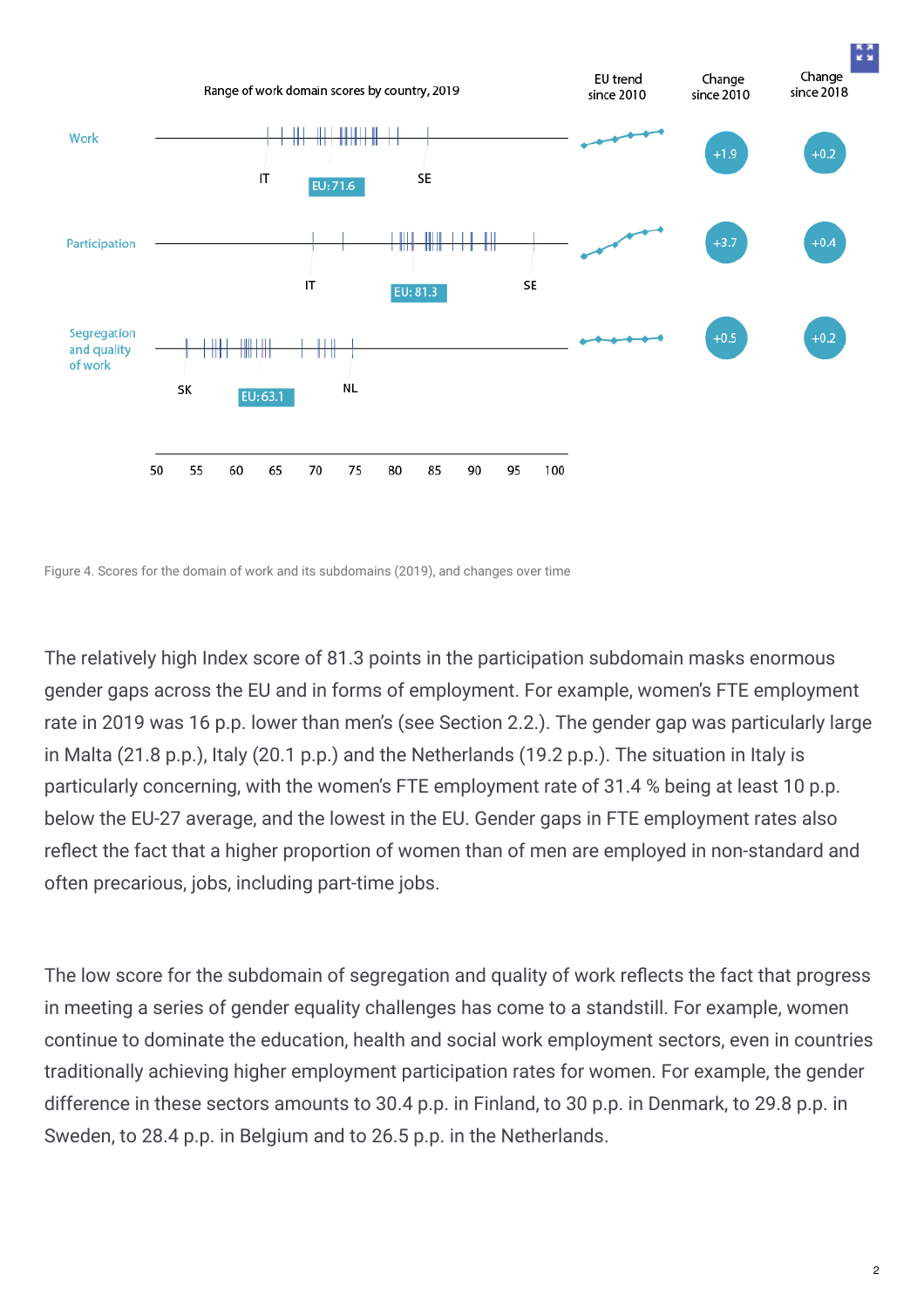Range of work domain scores by country, 2019

| | EU trend since 2010 | Change since 2010 | Change since 2018 |
|---|---|---|---|
| Work (IT … SE; EU: 71.6) | | +1.9 | +0.2 |
| Participation (IT … SE; EU: 81.3) | | +3.7 | +0.4 |
| Segregation and quality of work (SK … NL; EU: 63.1) | | +0.5 | +0.2 |

Figure 4. Scores for the domain of work and its subdomains (2019), and changes over time

The relatively high Index score of 81.3 points in the participation subdomain masks enormous gender gaps across the EU and in forms of employment. For example, women's FTE employment rate in 2019 was 16 p.p. lower than men's (see Section 2.2.). The gender gap was particularly large in Malta (21.8 p.p.), Italy (20.1 p.p.) and the Netherlands (19.2 p.p.). The situation in Italy is particularly concerning, with the women's FTE employment rate of 31.4 % being at least 10 p.p. below the EU-27 average, and the lowest in the EU. Gender gaps in FTE employment rates also reflect the fact that a higher proportion of women than of men are employed in non-standard and often precarious, jobs, including part-time jobs.

The low score for the subdomain of segregation and quality of work reflects the fact that progress in meeting a series of gender equality challenges has come to a standstill. For example, women continue to dominate the education, health and social work employment sectors, even in countries traditionally achieving higher employment participation rates for women. For example, the gender difference in these sectors amounts to 30.4 p.p. in Finland, to 30 p.p. in Denmark, to 29.8 p.p. in Sweden, to 28.4 p.p. in Belgium and to 26.5 p.p. in the Netherlands.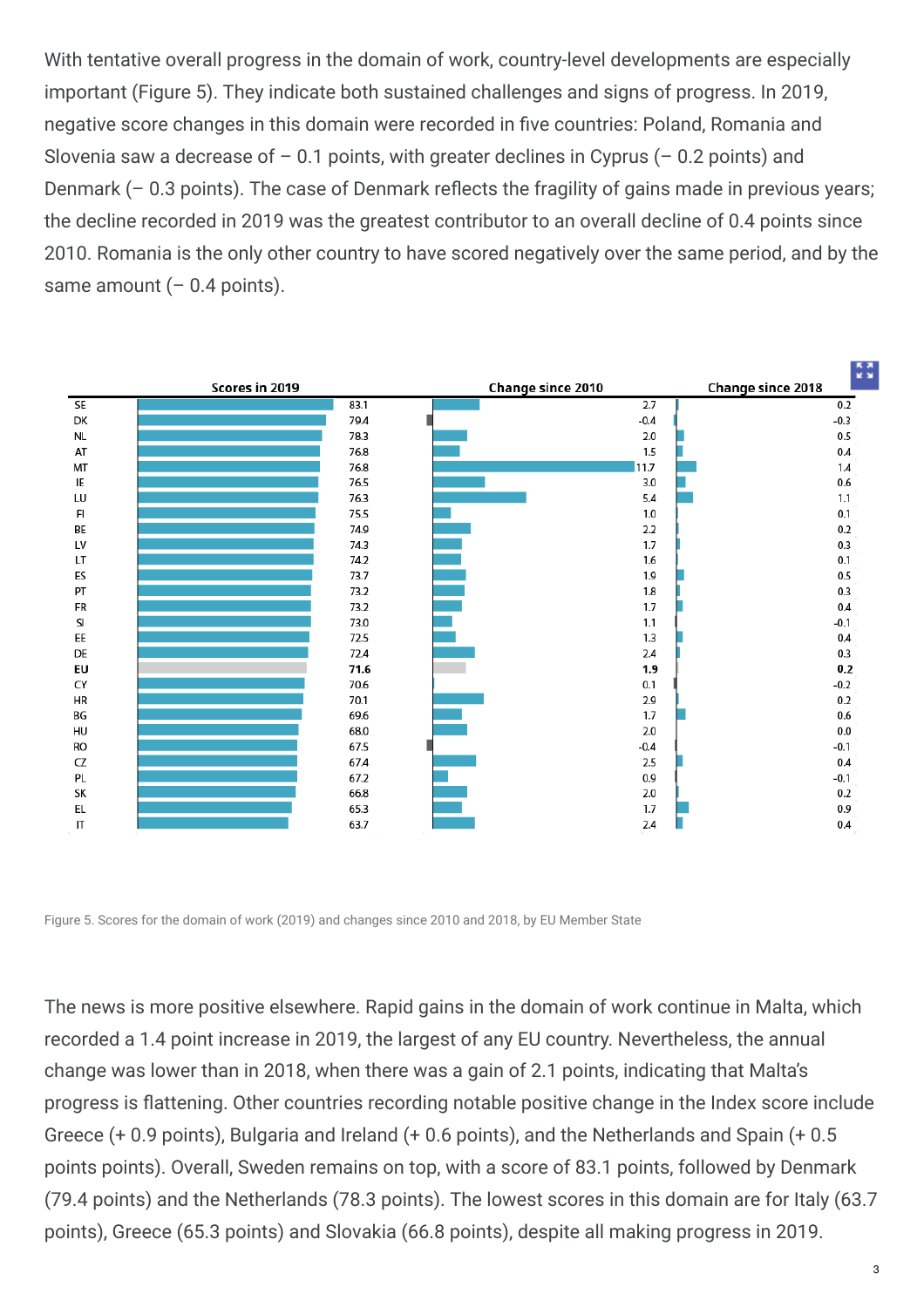With tentative overall progress in the domain of work, country-level developments are especially important (Figure 5). They indicate both sustained challenges and signs of progress. In 2019, negative score changes in this domain were recorded in five countries: Poland, Romania and Slovenia saw a decrease of – 0.1 points, with greater declines in Cyprus (– 0.2 points) and Denmark (– 0.3 points). The case of Denmark reflects the fragility of gains made in previous years; the decline recorded in 2019 was the greatest contributor to an overall decline of 0.4 points since 2010. Romania is the only other country to have scored negatively over the same period, and by the same amount (– 0.4 points).

| | Scores in 2019 | Change since 2010 | Change since 2018 |
|---|---|---|---|
| SE | 83.1 | 2.7 | 0.2 |
| DK | 79.4 | -0.4 | -0.3 |
| NL | 78.3 | 2.0 | 0.5 |
| AT | 76.8 | 1.5 | 0.4 |
| MT | 76.8 | 11.7 | 1.4 |
| IE | 76.5 | 3.0 | 0.6 |
| LU | 76.3 | 5.4 | 1.1 |
| FI | 75.5 | 1.0 | 0.1 |
| BE | 74.9 | 2.2 | 0.2 |
| LV | 74.3 | 1.7 | 0.3 |
| LT | 74.2 | 1.6 | 0.1 |
| ES | 73.7 | 1.9 | 0.5 |
| PT | 73.2 | 1.8 | 0.3 |
| FR | 73.2 | 1.7 | 0.4 |
| SI | 73.0 | 1.1 | -0.1 |
| EE | 72.5 | 1.3 | 0.4 |
| DE | 72.4 | 2.4 | 0.3 |
| **EU** | **71.6** | **1.9** | **0.2** |
| CY | 70.6 | 0.1 | -0.2 |
| HR | 70.1 | 2.9 | 0.2 |
| BG | 69.6 | 1.7 | 0.6 |
| HU | 68.0 | 2.0 | 0.0 |
| RO | 67.5 | -0.4 | -0.1 |
| CZ | 67.4 | 2.5 | 0.4 |
| PL | 67.2 | 0.9 | -0.1 |
| SK | 66.8 | 2.0 | 0.2 |
| EL | 65.3 | 1.7 | 0.9 |
| IT | 63.7 | 2.4 | 0.4 |

Figure 5. Scores for the domain of work (2019) and changes since 2010 and 2018, by EU Member State

The news is more positive elsewhere. Rapid gains in the domain of work continue in Malta, which recorded a 1.4 point increase in 2019, the largest of any EU country. Nevertheless, the annual change was lower than in 2018, when there was a gain of 2.1 points, indicating that Malta's progress is flattening. Other countries recording notable positive change in the Index score include Greece (+ 0.9 points), Bulgaria and Ireland (+ 0.6 points), and the Netherlands and Spain (+ 0.5 points points). Overall, Sweden remains on top, with a score of 83.1 points, followed by Denmark (79.4 points) and the Netherlands (78.3 points). The lowest scores in this domain are for Italy (63.7 points), Greece (65.3 points) and Slovakia (66.8 points), despite all making progress in 2019.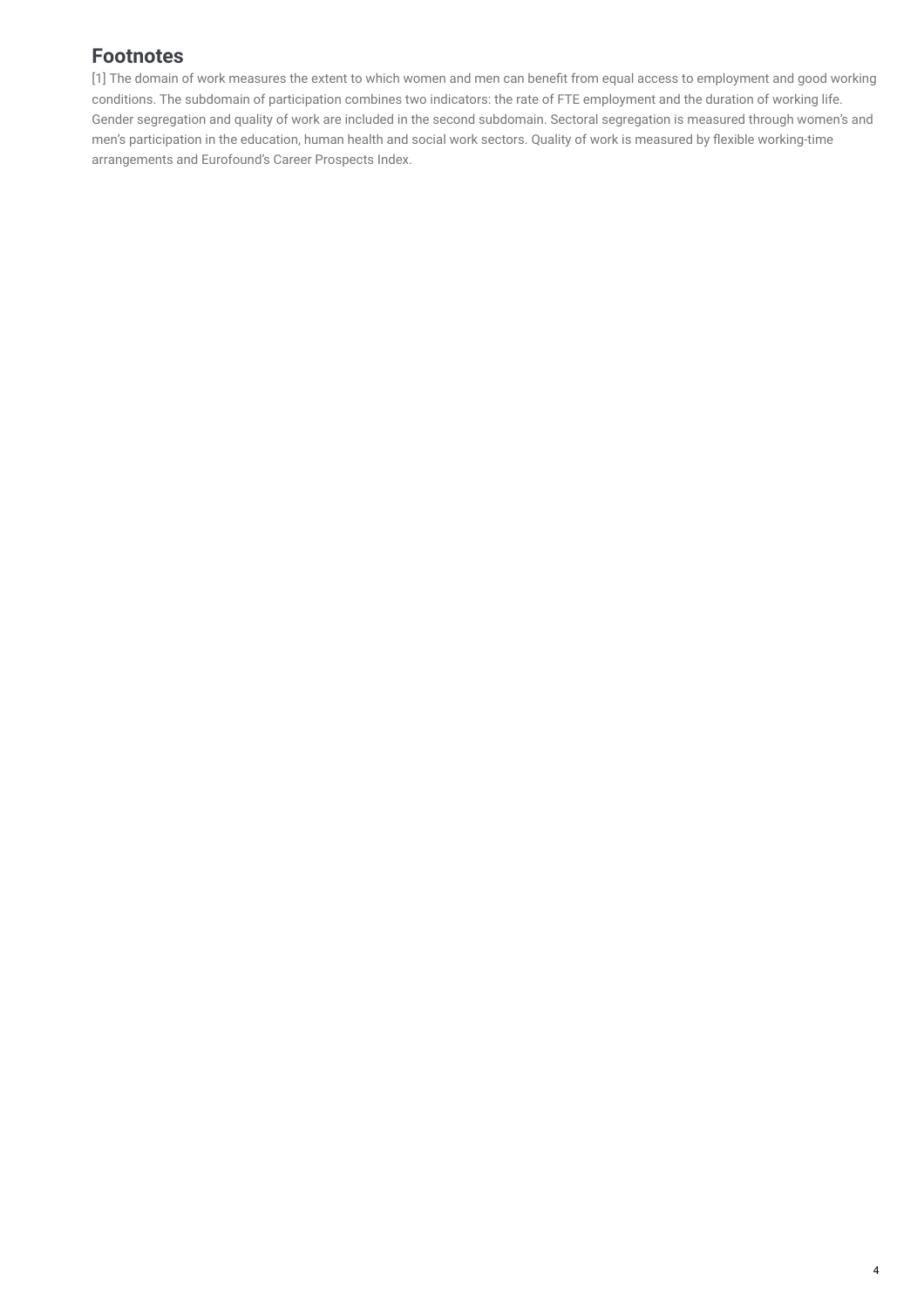## Footnotes

[1] The domain of work measures the extent to which women and men can benefit from equal access to employment and good working conditions. The subdomain of participation combines two indicators: the rate of FTE employment and the duration of working life. Gender segregation and quality of work are included in the second subdomain. Sectoral segregation is measured through women's and men's participation in the education, human health and social work sectors. Quality of work is measured by flexible working-time arrangements and Eurofound's Career Prospects Index.